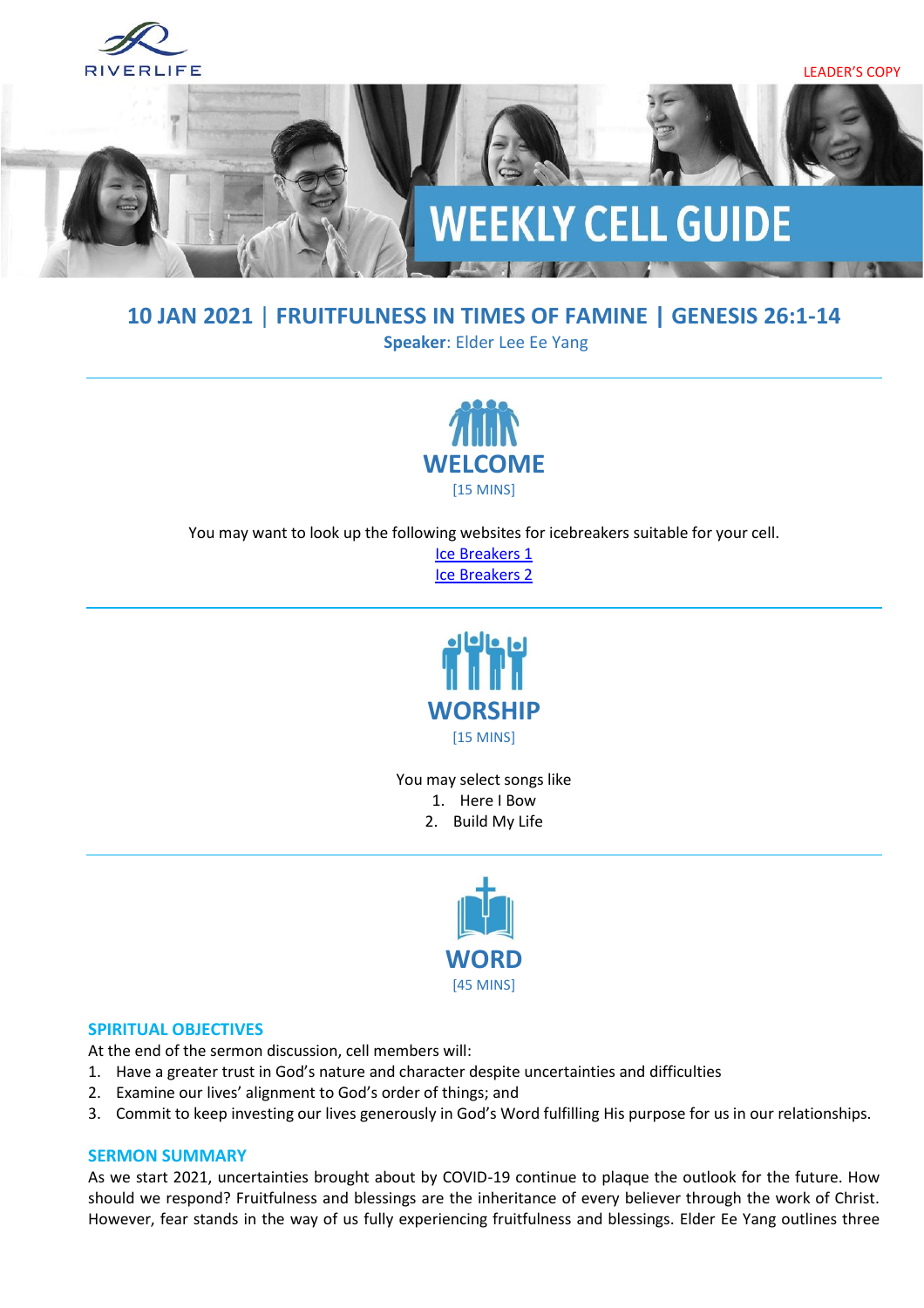RIVERLIFE

LEADER'S COPY

# WEEKLY CELL GUIDE

## 10 JAN 2021 | FRUITFULNESS IN TIMES OF FAMINE | GENESIS 26:1-14

**Speaker**: Elder Lee Ee Yang

## WELCOME
[15 MINS]

You may want to look up the following websites for icebreakers suitable for your cell.

Ice Breakers 1

Ice Breakers 2

## WORSHIP
[15 MINS]

You may select songs like

1. Here I Bow
2. Build My Life

## WORD
[45 MINS]

### SPIRITUAL OBJECTIVES

At the end of the sermon discussion, cell members will:

1. Have a greater trust in God's nature and character despite uncertainties and difficulties
2. Examine our lives' alignment to God's order of things; and
3. Commit to keep investing our lives generously in God's Word fulfilling His purpose for us in our relationships.

### SERMON SUMMARY

As we start 2021, uncertainties brought about by COVID-19 continue to plaque the outlook for the future. How should we respond? Fruitfulness and blessings are the inheritance of every believer through the work of Christ. However, fear stands in the way of us fully experiencing fruitfulness and blessings. Elder Ee Yang outlines three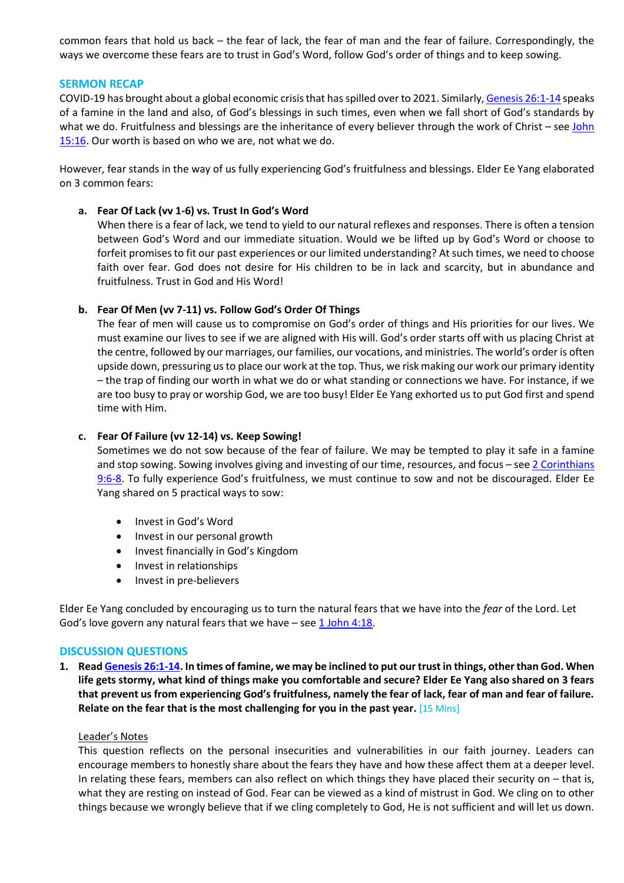common fears that hold us back – the fear of lack, the fear of man and the fear of failure. Correspondingly, the ways we overcome these fears are to trust in God's Word, follow God's order of things and to keep sowing.

## SERMON RECAP

COVID-19 has brought about a global economic crisis that has spilled over to 2021. Similarly, Genesis 26:1-14 speaks of a famine in the land and also, of God's blessings in such times, even when we fall short of God's standards by what we do. Fruitfulness and blessings are the inheritance of every believer through the work of Christ – see John 15:16. Our worth is based on who we are, not what we do.

However, fear stands in the way of us fully experiencing God's fruitfulness and blessings. Elder Ee Yang elaborated on 3 common fears:

a. **Fear Of Lack (vv 1-6) vs. Trust In God's Word**
   When there is a fear of lack, we tend to yield to our natural reflexes and responses. There is often a tension between God's Word and our immediate situation. Would we be lifted up by God's Word or choose to forfeit promises to fit our past experiences or our limited understanding? At such times, we need to choose faith over fear. God does not desire for His children to be in lack and scarcity, but in abundance and fruitfulness. Trust in God and His Word!

b. **Fear Of Men (vv 7-11) vs. Follow God's Order Of Things**
   The fear of men will cause us to compromise on God's order of things and His priorities for our lives. We must examine our lives to see if we are aligned with His will. God's order starts off with us placing Christ at the centre, followed by our marriages, our families, our vocations, and ministries. The world's order is often upside down, pressuring us to place our work at the top. Thus, we risk making our work our primary identity – the trap of finding our worth in what we do or what standing or connections we have. For instance, if we are too busy to pray or worship God, we are too busy! Elder Ee Yang exhorted us to put God first and spend time with Him.

c. **Fear Of Failure (vv 12-14) vs. Keep Sowing!**
   Sometimes we do not sow because of the fear of failure. We may be tempted to play it safe in a famine and stop sowing. Sowing involves giving and investing of our time, resources, and focus – see 2 Corinthians 9:6-8. To fully experience God's fruitfulness, we must continue to sow and not be discouraged. Elder Ee Yang shared on 5 practical ways to sow:

   - Invest in God's Word
   - Invest in our personal growth
   - Invest financially in God's Kingdom
   - Invest in relationships
   - Invest in pre-believers

Elder Ee Yang concluded by encouraging us to turn the natural fears that we have into the *fear* of the Lord. Let God's love govern any natural fears that we have – see 1 John 4:18.

## DISCUSSION QUESTIONS

1. **Read Genesis 26:1-14. In times of famine, we may be inclined to put our trust in things, other than God. When life gets stormy, what kind of things make you comfortable and secure? Elder Ee Yang also shared on 3 fears that prevent us from experiencing God's fruitfulness, namely the fear of lack, fear of man and fear of failure. Relate on the fear that is the most challenging for you in the past year.** [15 Mins]

   Leader's Notes
   This question reflects on the personal insecurities and vulnerabilities in our faith journey. Leaders can encourage members to honestly share about the fears they have and how these affect them at a deeper level. In relating these fears, members can also reflect on which things they have placed their security on – that is, what they are resting on instead of God. Fear can be viewed as a kind of mistrust in God. We cling on to other things because we wrongly believe that if we cling completely to God, He is not sufficient and will let us down.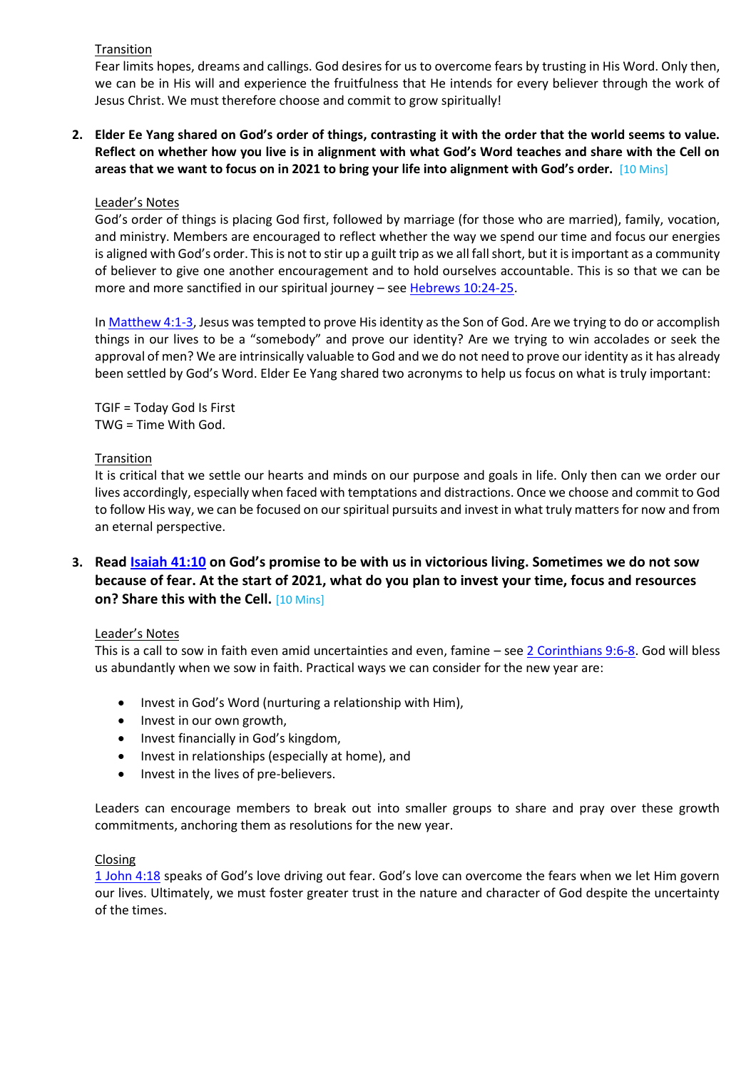Transition

Fear limits hopes, dreams and callings. God desires for us to overcome fears by trusting in His Word. Only then, we can be in His will and experience the fruitfulness that He intends for every believer through the work of Jesus Christ. We must therefore choose and commit to grow spiritually!

2. **Elder Ee Yang shared on God's order of things, contrasting it with the order that the world seems to value. Reflect on whether how you live is in alignment with what God's Word teaches and share with the Cell on areas that we want to focus on in 2021 to bring your life into alignment with God's order.** [10 Mins]

Leader's Notes

God's order of things is placing God first, followed by marriage (for those who are married), family, vocation, and ministry. Members are encouraged to reflect whether the way we spend our time and focus our energies is aligned with God's order. This is not to stir up a guilt trip as we all fall short, but it is important as a community of believer to give one another encouragement and to hold ourselves accountable. This is so that we can be more and more sanctified in our spiritual journey – see Hebrews 10:24-25.

In Matthew 4:1-3, Jesus was tempted to prove His identity as the Son of God. Are we trying to do or accomplish things in our lives to be a "somebody" and prove our identity? Are we trying to win accolades or seek the approval of men? We are intrinsically valuable to God and we do not need to prove our identity as it has already been settled by God's Word. Elder Ee Yang shared two acronyms to help us focus on what is truly important:

TGIF = Today God Is First
TWG = Time With God.

Transition

It is critical that we settle our hearts and minds on our purpose and goals in life. Only then can we order our lives accordingly, especially when faced with temptations and distractions. Once we choose and commit to God to follow His way, we can be focused on our spiritual pursuits and invest in what truly matters for now and from an eternal perspective.

3. **Read Isaiah 41:10 on God's promise to be with us in victorious living. Sometimes we do not sow because of fear. At the start of 2021, what do you plan to invest your time, focus and resources on? Share this with the Cell.** [10 Mins]

Leader's Notes

This is a call to sow in faith even amid uncertainties and even, famine – see 2 Corinthians 9:6-8. God will bless us abundantly when we sow in faith. Practical ways we can consider for the new year are:

- Invest in God's Word (nurturing a relationship with Him),
- Invest in our own growth,
- Invest financially in God's kingdom,
- Invest in relationships (especially at home), and
- Invest in the lives of pre-believers.

Leaders can encourage members to break out into smaller groups to share and pray over these growth commitments, anchoring them as resolutions for the new year.

Closing

1 John 4:18 speaks of God's love driving out fear. God's love can overcome the fears when we let Him govern our lives. Ultimately, we must foster greater trust in the nature and character of God despite the uncertainty of the times.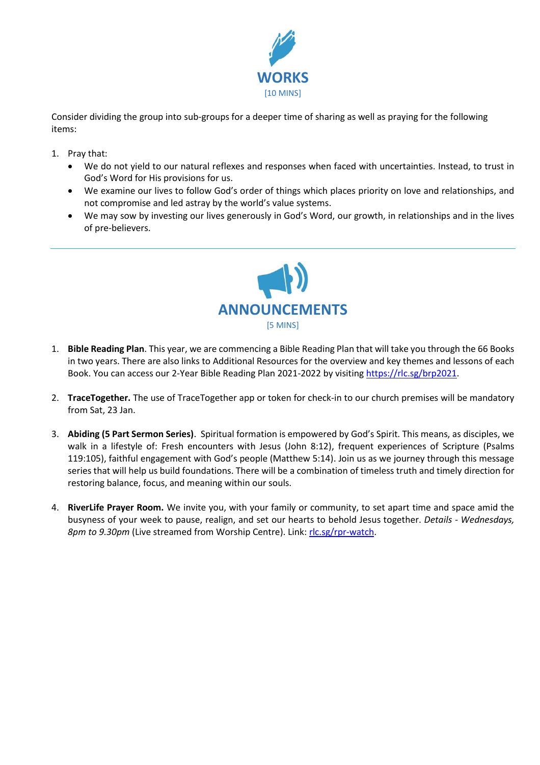## WORKS

[10 MINS]

Consider dividing the group into sub-groups for a deeper time of sharing as well as praying for the following items:

1. Pray that:
   - We do not yield to our natural reflexes and responses when faced with uncertainties. Instead, to trust in God's Word for His provisions for us.
   - We examine our lives to follow God's order of things which places priority on love and relationships, and not compromise and led astray by the world's value systems.
   - We may sow by investing our lives generously in God's Word, our growth, in relationships and in the lives of pre-believers.

---

## ANNOUNCEMENTS

[5 MINS]

1. **Bible Reading Plan**. This year, we are commencing a Bible Reading Plan that will take you through the 66 Books in two years. There are also links to Additional Resources for the overview and key themes and lessons of each Book. You can access our 2-Year Bible Reading Plan 2021-2022 by visiting https://rlc.sg/brp2021.

2. **TraceTogether.** The use of TraceTogether app or token for check-in to our church premises will be mandatory from Sat, 23 Jan.

3. **Abiding (5 Part Sermon Series)**. Spiritual formation is empowered by God's Spirit. This means, as disciples, we walk in a lifestyle of: Fresh encounters with Jesus (John 8:12), frequent experiences of Scripture (Psalms 119:105), faithful engagement with God's people (Matthew 5:14). Join us as we journey through this message series that will help us build foundations. There will be a combination of timeless truth and timely direction for restoring balance, focus, and meaning within our souls.

4. **RiverLife Prayer Room.** We invite you, with your family or community, to set apart time and space amid the busyness of your week to pause, realign, and set our hearts to behold Jesus together. *Details - Wednesdays, 8pm to 9.30pm* (Live streamed from Worship Centre). Link: rlc.sg/rpr-watch.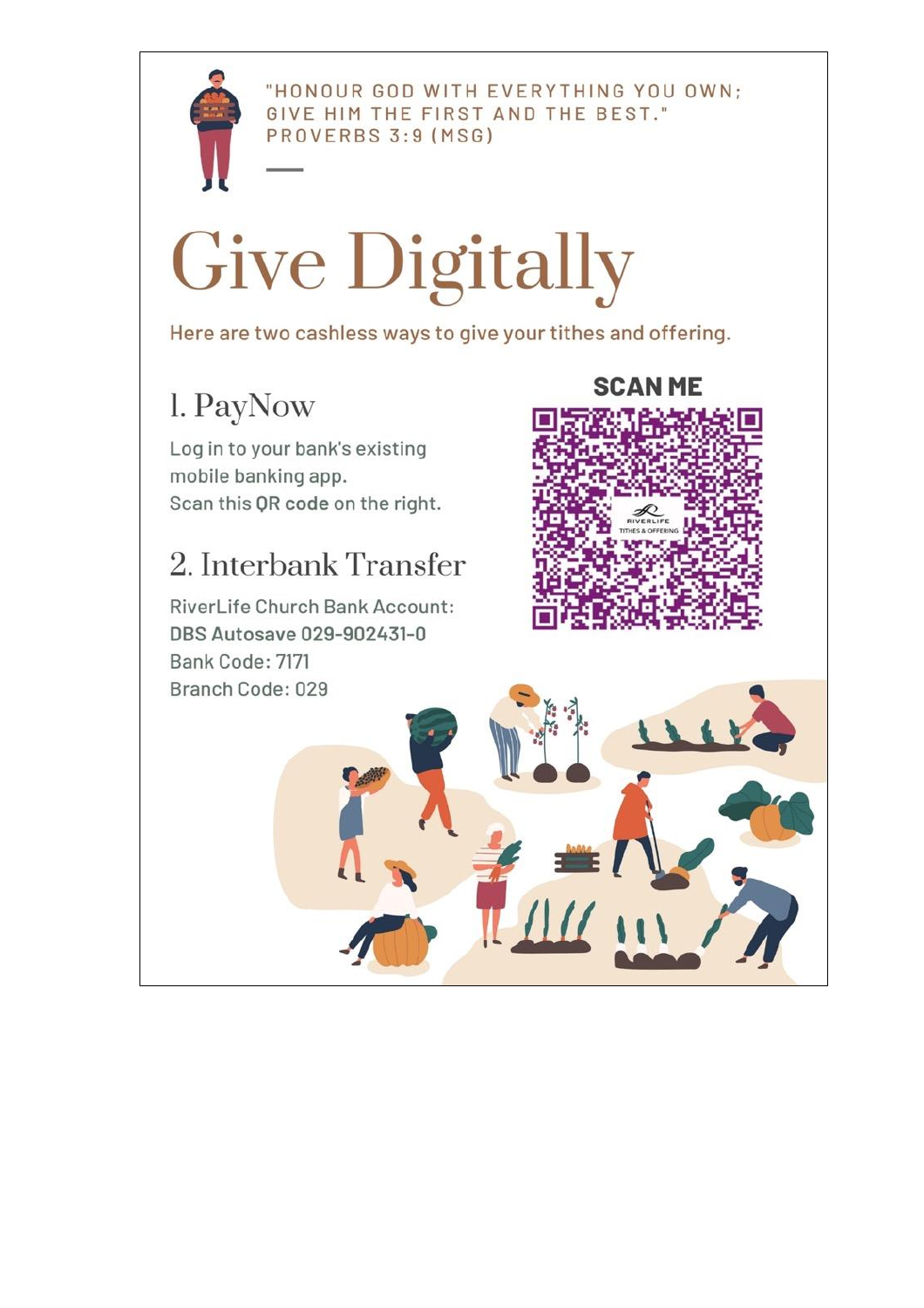"HONOUR GOD WITH EVERYTHING YOU OWN; GIVE HIM THE FIRST AND THE BEST."
PROVERBS 3:9 (MSG)

# Give Digitally

Here are two cashless ways to give your tithes and offering.

## 1. PayNow

Log in to your bank's existing mobile banking app.
Scan this **QR code** on the right.

SCAN ME

RIVERLIFE TITHES & OFFERING

## 2. Interbank Transfer

RiverLife Church Bank Account:
**DBS Autosave 029-902431-0**
Bank Code: 7171
Branch Code: 029